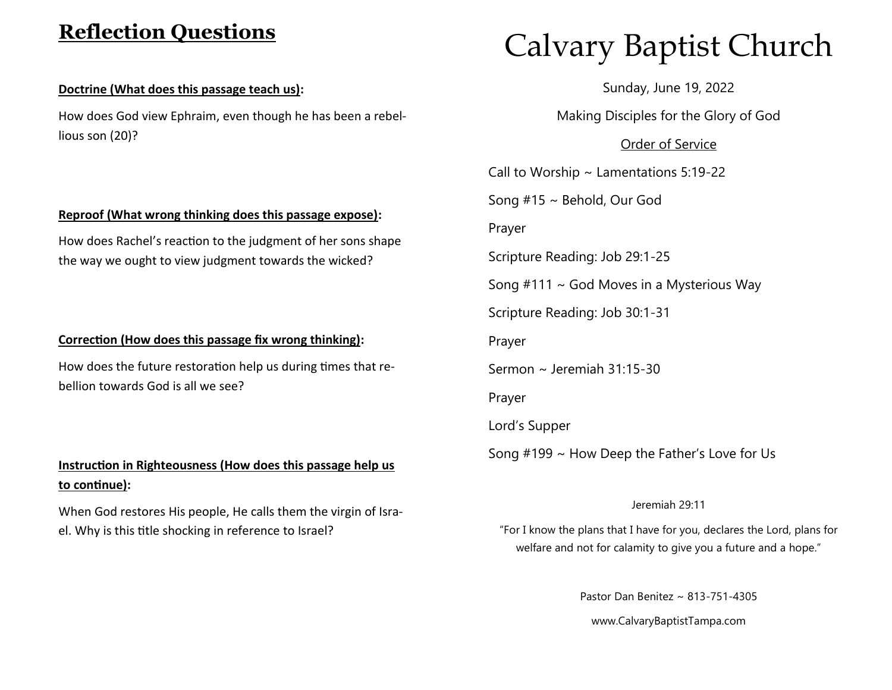## Reflection Questions

**Doctrine (What does this passage teach us):**

How does God view Ephraim, even though he has been a rebellious son (20)?

**Reproof (What wrong thinking does this passage expose):**

How does Rachel's reaction to the judgment of her sons shape the way we ought to view judgment towards the wicked?

**Correction (How does this passage fix wrong thinking):**

How does the future restoration help us during times that rebellion towards God is all we see?

**Instruction in Righteousness (How does this passage help us to continue):**

When God restores His people, He calls them the virgin of Israel. Why is this title shocking in reference to Israel?

# Calvary Baptist Church

Sunday, June 19, 2022

Making Disciples for the Glory of God

Order of Service

Call to Worship ~ Lamentations 5:19-22

Song #15 ~ Behold, Our God

Prayer

Scripture Reading: Job 29:1-25

Song #111 ~ God Moves in a Mysterious Way

Scripture Reading: Job 30:1-31

Prayer

Sermon ~ Jeremiah 31:15-30

Prayer

Lord's Supper

Song #199 ~ How Deep the Father's Love for Us

Jeremiah 29:11

"For I know the plans that I have for you, declares the Lord, plans for welfare and not for calamity to give you a future and a hope."

Pastor Dan Benitez ~ 813-751-4305

www.CalvaryBaptistTampa.com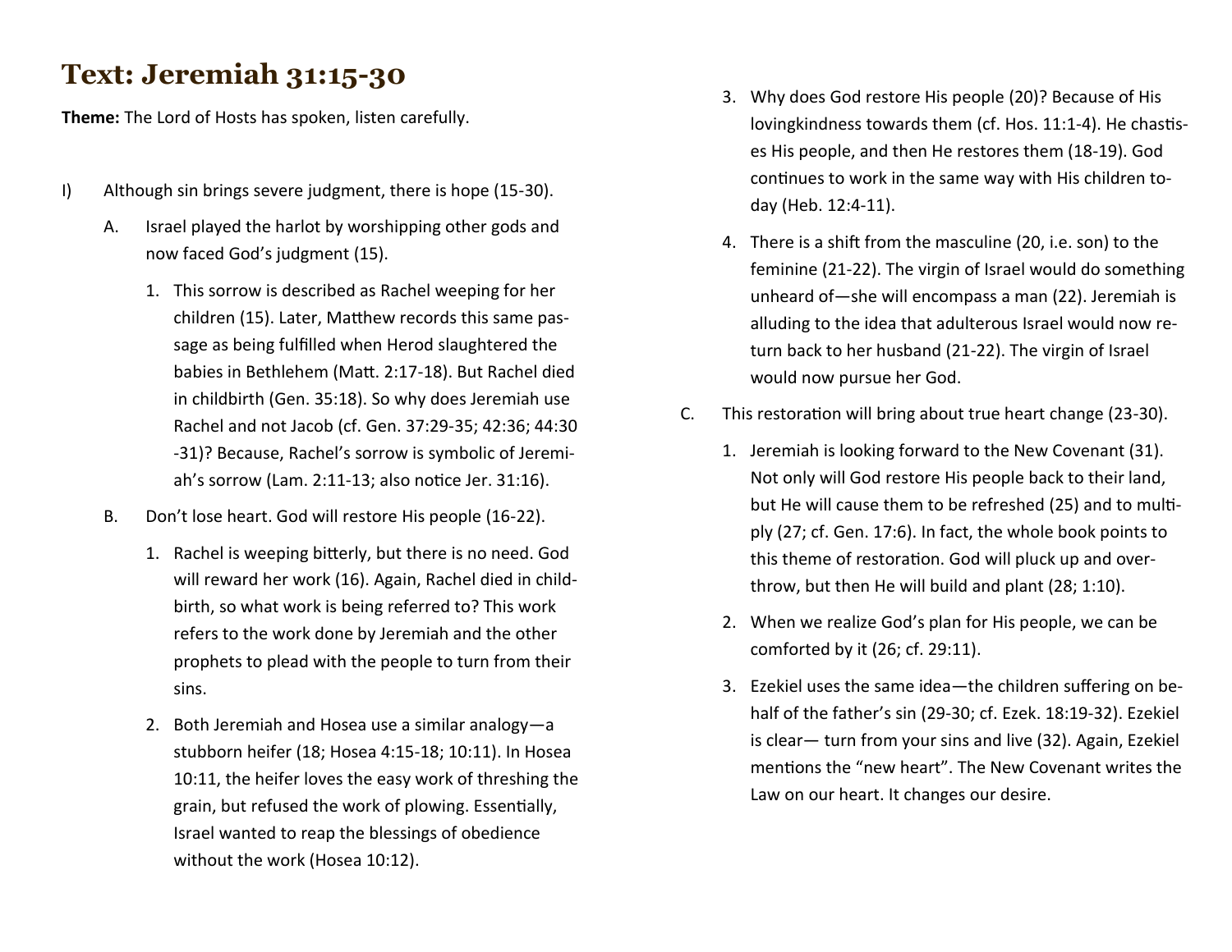# Text: Jeremiah 31:15-30

**Theme:** The Lord of Hosts has spoken, listen carefully.

I) Although sin brings severe judgment, there is hope (15-30).

   A. Israel played the harlot by worshipping other gods and now faced God's judgment (15).

      1. This sorrow is described as Rachel weeping for her children (15). Later, Matthew records this same passage as being fulfilled when Herod slaughtered the babies in Bethlehem (Matt. 2:17-18). But Rachel died in childbirth (Gen. 35:18). So why does Jeremiah use Rachel and not Jacob (cf. Gen. 37:29-35; 42:36; 44:30-31)? Because, Rachel's sorrow is symbolic of Jeremiah's sorrow (Lam. 2:11-13; also notice Jer. 31:16).

   B. Don't lose heart. God will restore His people (16-22).

      1. Rachel is weeping bitterly, but there is no need. God will reward her work (16). Again, Rachel died in childbirth, so what work is being referred to? This work refers to the work done by Jeremiah and the other prophets to plead with the people to turn from their sins.

      2. Both Jeremiah and Hosea use a similar analogy—a stubborn heifer (18; Hosea 4:15-18; 10:11). In Hosea 10:11, the heifer loves the easy work of threshing the grain, but refused the work of plowing. Essentially, Israel wanted to reap the blessings of obedience without the work (Hosea 10:12).

      3. Why does God restore His people (20)? Because of His lovingkindness towards them (cf. Hos. 11:1-4). He chastises His people, and then He restores them (18-19). God continues to work in the same way with His children today (Heb. 12:4-11).

      4. There is a shift from the masculine (20, i.e. son) to the feminine (21-22). The virgin of Israel would do something unheard of—she will encompass a man (22). Jeremiah is alluding to the idea that adulterous Israel would now return back to her husband (21-22). The virgin of Israel would now pursue her God.

   C. This restoration will bring about true heart change (23-30).

      1. Jeremiah is looking forward to the New Covenant (31). Not only will God restore His people back to their land, but He will cause them to be refreshed (25) and to multiply (27; cf. Gen. 17:6). In fact, the whole book points to this theme of restoration. God will pluck up and overthrow, but then He will build and plant (28; 1:10).

      2. When we realize God's plan for His people, we can be comforted by it (26; cf. 29:11).

      3. Ezekiel uses the same idea—the children suffering on behalf of the father's sin (29-30; cf. Ezek. 18:19-32). Ezekiel is clear— turn from your sins and live (32). Again, Ezekiel mentions the "new heart". The New Covenant writes the Law on our heart. It changes our desire.